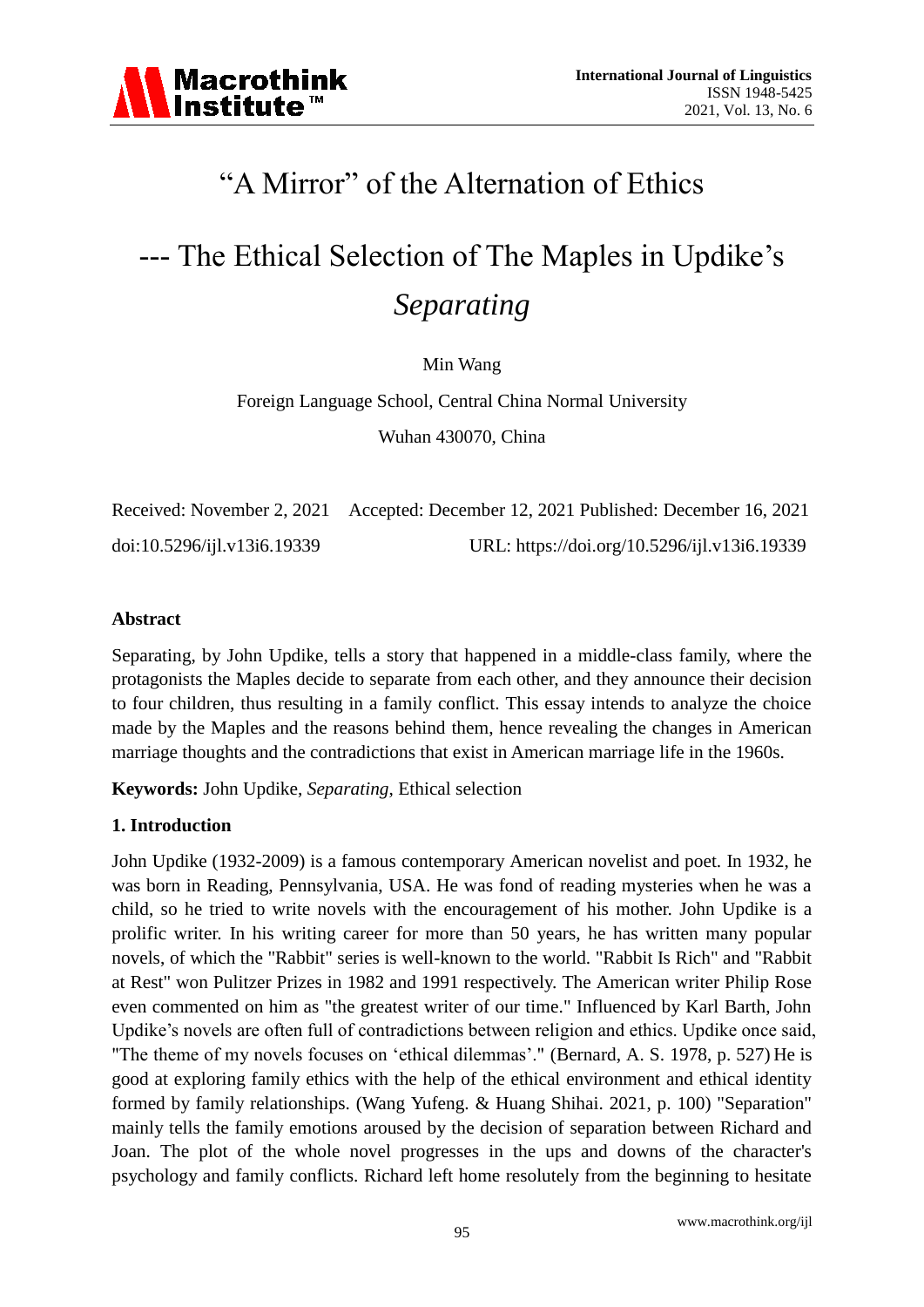# "A Mirror" of the Alternation of Ethics

# --- The Ethical Selection of The Maples in Updike's *Separating*

Min Wang

Foreign Language School, Central China Normal University

Wuhan 430070, China

Received: November 2, 2021 Accepted: December 12, 2021 Published: December 16, 2021

doi:10.5296/ijl.v13i6.19339 URL: https://doi.org/10.5296/ijl.v13i6.19339

## Abstract

Separating, by John Updike, tells a story that happened in a middle-class family, where the protagonists the Maples decide to separate from each other, and they announce their decision to four children, thus resulting in a family conflict. This essay intends to analyze the choice made by the Maples and the reasons behind them, hence revealing the changes in American marriage thoughts and the contradictions that exist in American marriage life in the 1960s.

**Keywords:** John Updike, *Separating*, Ethical selection

## 1. Introduction

John Updike (1932-2009) is a famous contemporary American novelist and poet. In 1932, he was born in Reading, Pennsylvania, USA. He was fond of reading mysteries when he was a child, so he tried to write novels with the encouragement of his mother. John Updike is a prolific writer. In his writing career for more than 50 years, he has written many popular novels, of which the "Rabbit" series is well-known to the world. "Rabbit Is Rich" and "Rabbit at Rest" won Pulitzer Prizes in 1982 and 1991 respectively. The American writer Philip Rose even commented on him as "the greatest writer of our time." Influenced by Karl Barth, John Updike's novels are often full of contradictions between religion and ethics. Updike once said, "The theme of my novels focuses on 'ethical dilemmas'." (Bernard, A. S. 1978, p. 527) He is good at exploring family ethics with the help of the ethical environment and ethical identity formed by family relationships. (Wang Yufeng. & Huang Shihai. 2021, p. 100) "Separation" mainly tells the family emotions aroused by the decision of separation between Richard and Joan. The plot of the whole novel progresses in the ups and downs of the character's psychology and family conflicts. Richard left home resolutely from the beginning to hesitate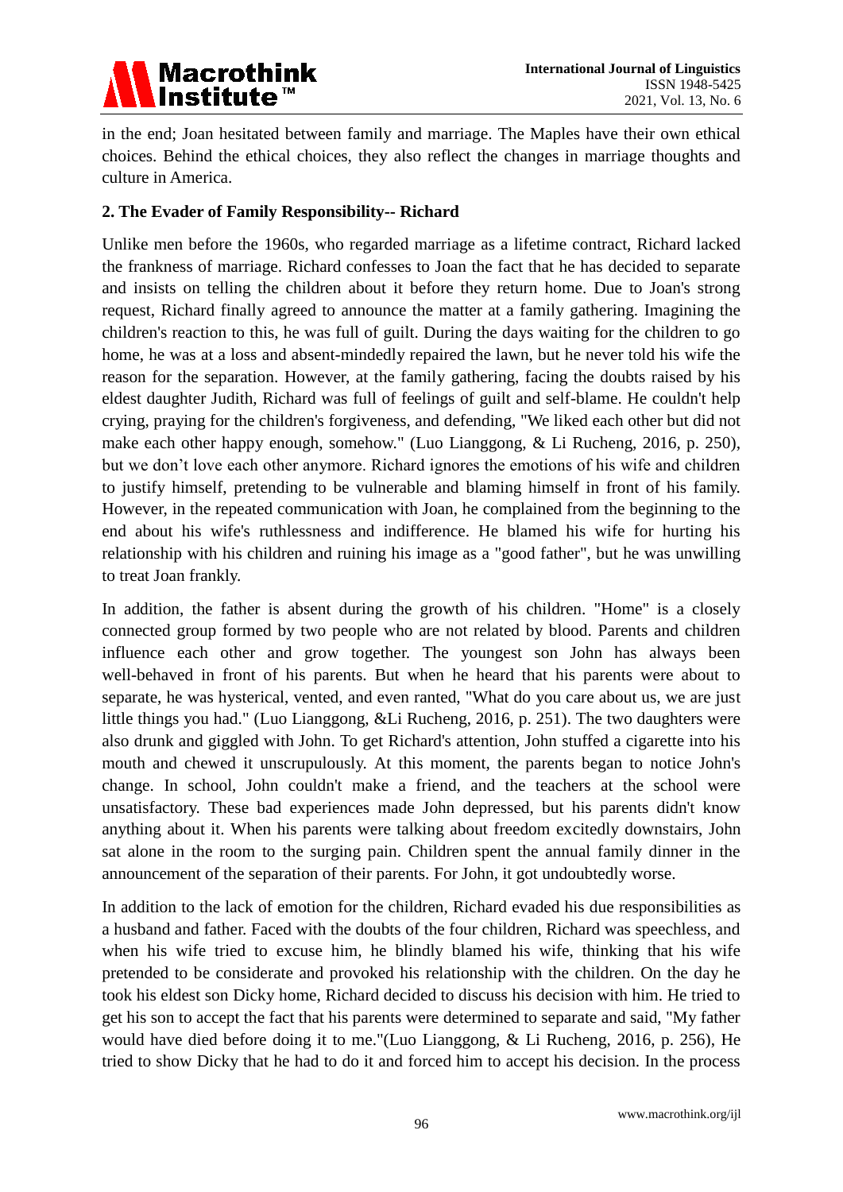in the end; Joan hesitated between family and marriage. The Maples have their own ethical choices. Behind the ethical choices, they also reflect the changes in marriage thoughts and culture in America.

## 2. The Evader of Family Responsibility-- Richard

Unlike men before the 1960s, who regarded marriage as a lifetime contract, Richard lacked the frankness of marriage. Richard confesses to Joan the fact that he has decided to separate and insists on telling the children about it before they return home. Due to Joan's strong request, Richard finally agreed to announce the matter at a family gathering. Imagining the children's reaction to this, he was full of guilt. During the days waiting for the children to go home, he was at a loss and absent-mindedly repaired the lawn, but he never told his wife the reason for the separation. However, at the family gathering, facing the doubts raised by his eldest daughter Judith, Richard was full of feelings of guilt and self-blame. He couldn't help crying, praying for the children's forgiveness, and defending, "We liked each other but did not make each other happy enough, somehow." (Luo Lianggong, & Li Rucheng, 2016, p. 250), but we don't love each other anymore. Richard ignores the emotions of his wife and children to justify himself, pretending to be vulnerable and blaming himself in front of his family. However, in the repeated communication with Joan, he complained from the beginning to the end about his wife's ruthlessness and indifference. He blamed his wife for hurting his relationship with his children and ruining his image as a "good father", but he was unwilling to treat Joan frankly.

In addition, the father is absent during the growth of his children. "Home" is a closely connected group formed by two people who are not related by blood. Parents and children influence each other and grow together. The youngest son John has always been well-behaved in front of his parents. But when he heard that his parents were about to separate, he was hysterical, vented, and even ranted, "What do you care about us, we are just little things you had." (Luo Lianggong, &Li Rucheng, 2016, p. 251). The two daughters were also drunk and giggled with John. To get Richard's attention, John stuffed a cigarette into his mouth and chewed it unscrupulously. At this moment, the parents began to notice John's change. In school, John couldn't make a friend, and the teachers at the school were unsatisfactory. These bad experiences made John depressed, but his parents didn't know anything about it. When his parents were talking about freedom excitedly downstairs, John sat alone in the room to the surging pain. Children spent the annual family dinner in the announcement of the separation of their parents. For John, it got undoubtedly worse.

In addition to the lack of emotion for the children, Richard evaded his due responsibilities as a husband and father. Faced with the doubts of the four children, Richard was speechless, and when his wife tried to excuse him, he blindly blamed his wife, thinking that his wife pretended to be considerate and provoked his relationship with the children. On the day he took his eldest son Dicky home, Richard decided to discuss his decision with him. He tried to get his son to accept the fact that his parents were determined to separate and said, "My father would have died before doing it to me."(Luo Lianggong, & Li Rucheng, 2016, p. 256), He tried to show Dicky that he had to do it and forced him to accept his decision. In the process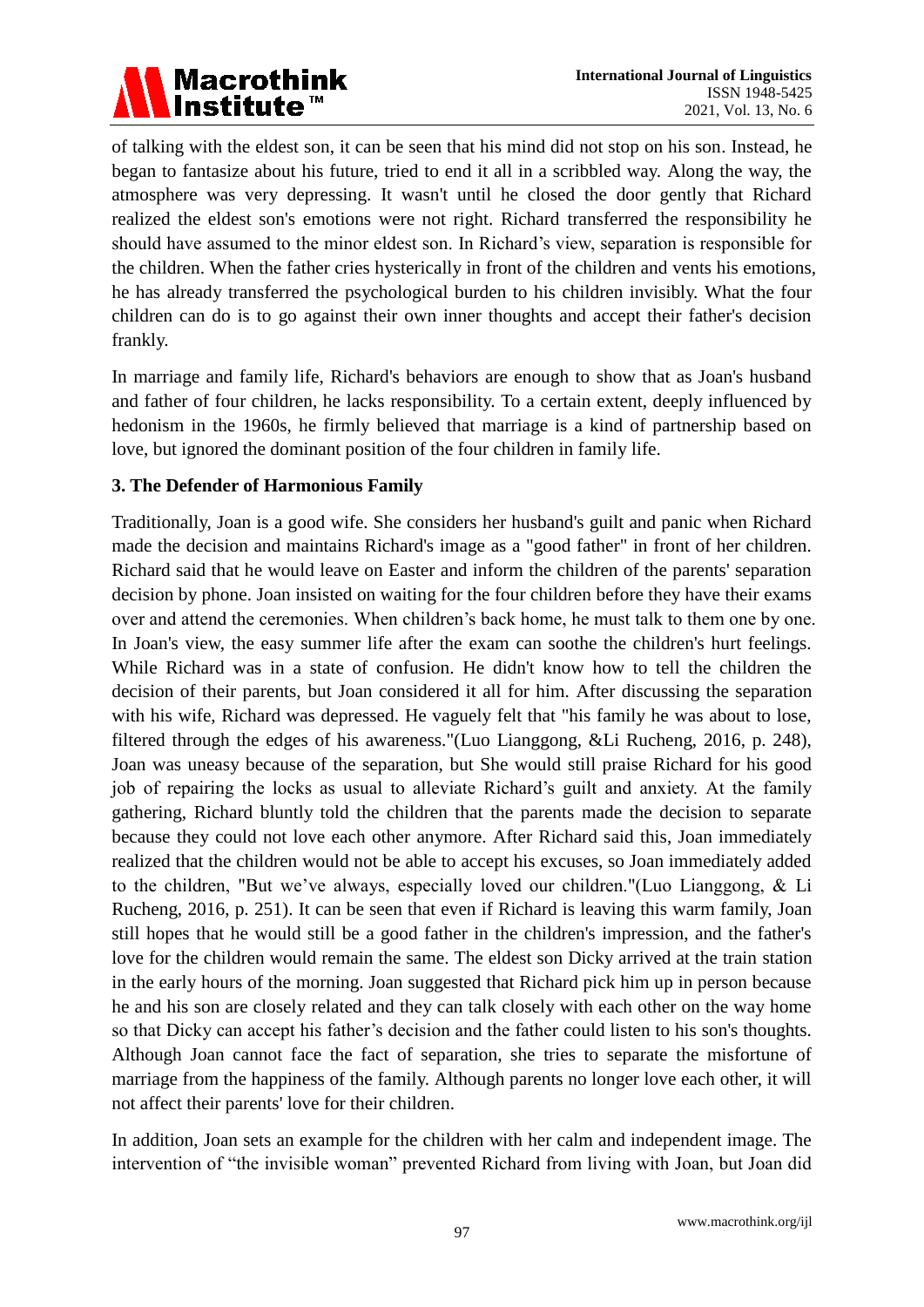of talking with the eldest son, it can be seen that his mind did not stop on his son. Instead, he began to fantasize about his future, tried to end it all in a scribbled way. Along the way, the atmosphere was very depressing. It wasn't until he closed the door gently that Richard realized the eldest son's emotions were not right. Richard transferred the responsibility he should have assumed to the minor eldest son. In Richard's view, separation is responsible for the children. When the father cries hysterically in front of the children and vents his emotions, he has already transferred the psychological burden to his children invisibly. What the four children can do is to go against their own inner thoughts and accept their father's decision frankly.

In marriage and family life, Richard's behaviors are enough to show that as Joan's husband and father of four children, he lacks responsibility. To a certain extent, deeply influenced by hedonism in the 1960s, he firmly believed that marriage is a kind of partnership based on love, but ignored the dominant position of the four children in family life.

## 3. The Defender of Harmonious Family

Traditionally, Joan is a good wife. She considers her husband's guilt and panic when Richard made the decision and maintains Richard's image as a "good father" in front of her children. Richard said that he would leave on Easter and inform the children of the parents' separation decision by phone. Joan insisted on waiting for the four children before they have their exams over and attend the ceremonies. When children's back home, he must talk to them one by one. In Joan's view, the easy summer life after the exam can soothe the children's hurt feelings. While Richard was in a state of confusion. He didn't know how to tell the children the decision of their parents, but Joan considered it all for him. After discussing the separation with his wife, Richard was depressed. He vaguely felt that "his family he was about to lose, filtered through the edges of his awareness."(Luo Lianggong, &Li Rucheng, 2016, p. 248), Joan was uneasy because of the separation, but She would still praise Richard for his good job of repairing the locks as usual to alleviate Richard's guilt and anxiety. At the family gathering, Richard bluntly told the children that the parents made the decision to separate because they could not love each other anymore. After Richard said this, Joan immediately realized that the children would not be able to accept his excuses, so Joan immediately added to the children, "But we've always, especially loved our children."(Luo Lianggong, & Li Rucheng, 2016, p. 251). It can be seen that even if Richard is leaving this warm family, Joan still hopes that he would still be a good father in the children's impression, and the father's love for the children would remain the same. The eldest son Dicky arrived at the train station in the early hours of the morning. Joan suggested that Richard pick him up in person because he and his son are closely related and they can talk closely with each other on the way home so that Dicky can accept his father's decision and the father could listen to his son's thoughts. Although Joan cannot face the fact of separation, she tries to separate the misfortune of marriage from the happiness of the family. Although parents no longer love each other, it will not affect their parents' love for their children.

In addition, Joan sets an example for the children with her calm and independent image. The intervention of "the invisible woman" prevented Richard from living with Joan, but Joan did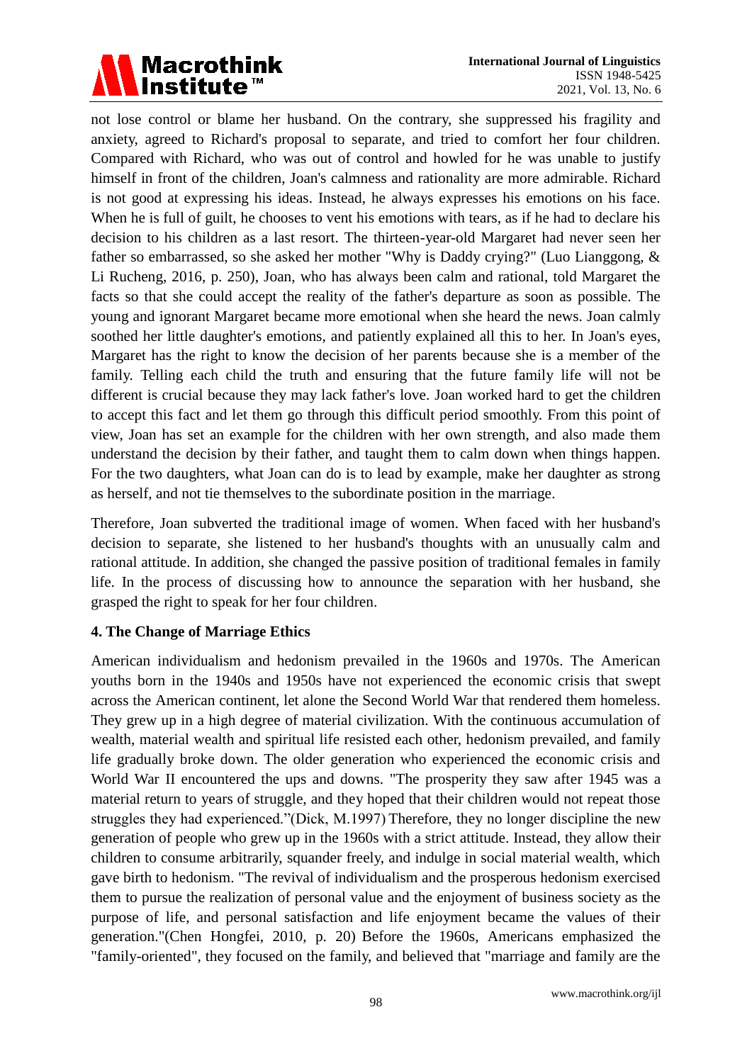not lose control or blame her husband. On the contrary, she suppressed his fragility and anxiety, agreed to Richard's proposal to separate, and tried to comfort her four children. Compared with Richard, who was out of control and howled for he was unable to justify himself in front of the children, Joan's calmness and rationality are more admirable. Richard is not good at expressing his ideas. Instead, he always expresses his emotions on his face. When he is full of guilt, he chooses to vent his emotions with tears, as if he had to declare his decision to his children as a last resort. The thirteen-year-old Margaret had never seen her father so embarrassed, so she asked her mother "Why is Daddy crying?" (Luo Lianggong, & Li Rucheng, 2016, p. 250), Joan, who has always been calm and rational, told Margaret the facts so that she could accept the reality of the father's departure as soon as possible. The young and ignorant Margaret became more emotional when she heard the news. Joan calmly soothed her little daughter's emotions, and patiently explained all this to her. In Joan's eyes, Margaret has the right to know the decision of her parents because she is a member of the family. Telling each child the truth and ensuring that the future family life will not be different is crucial because they may lack father's love. Joan worked hard to get the children to accept this fact and let them go through this difficult period smoothly. From this point of view, Joan has set an example for the children with her own strength, and also made them understand the decision by their father, and taught them to calm down when things happen. For the two daughters, what Joan can do is to lead by example, make her daughter as strong as herself, and not tie themselves to the subordinate position in the marriage.

Therefore, Joan subverted the traditional image of women. When faced with her husband's decision to separate, she listened to her husband's thoughts with an unusually calm and rational attitude. In addition, she changed the passive position of traditional females in family life. In the process of discussing how to announce the separation with her husband, she grasped the right to speak for her four children.

## 4. The Change of Marriage Ethics

American individualism and hedonism prevailed in the 1960s and 1970s. The American youths born in the 1940s and 1950s have not experienced the economic crisis that swept across the American continent, let alone the Second World War that rendered them homeless. They grew up in a high degree of material civilization. With the continuous accumulation of wealth, material wealth and spiritual life resisted each other, hedonism prevailed, and family life gradually broke down. The older generation who experienced the economic crisis and World War II encountered the ups and downs. "The prosperity they saw after 1945 was a material return to years of struggle, and they hoped that their children would not repeat those struggles they had experienced."(Dick, M.1997) Therefore, they no longer discipline the new generation of people who grew up in the 1960s with a strict attitude. Instead, they allow their children to consume arbitrarily, squander freely, and indulge in social material wealth, which gave birth to hedonism. "The revival of individualism and the prosperous hedonism exercised them to pursue the realization of personal value and the enjoyment of business society as the purpose of life, and personal satisfaction and life enjoyment became the values of their generation."(Chen Hongfei, 2010, p. 20) Before the 1960s, Americans emphasized the "family-oriented", they focused on the family, and believed that "marriage and family are the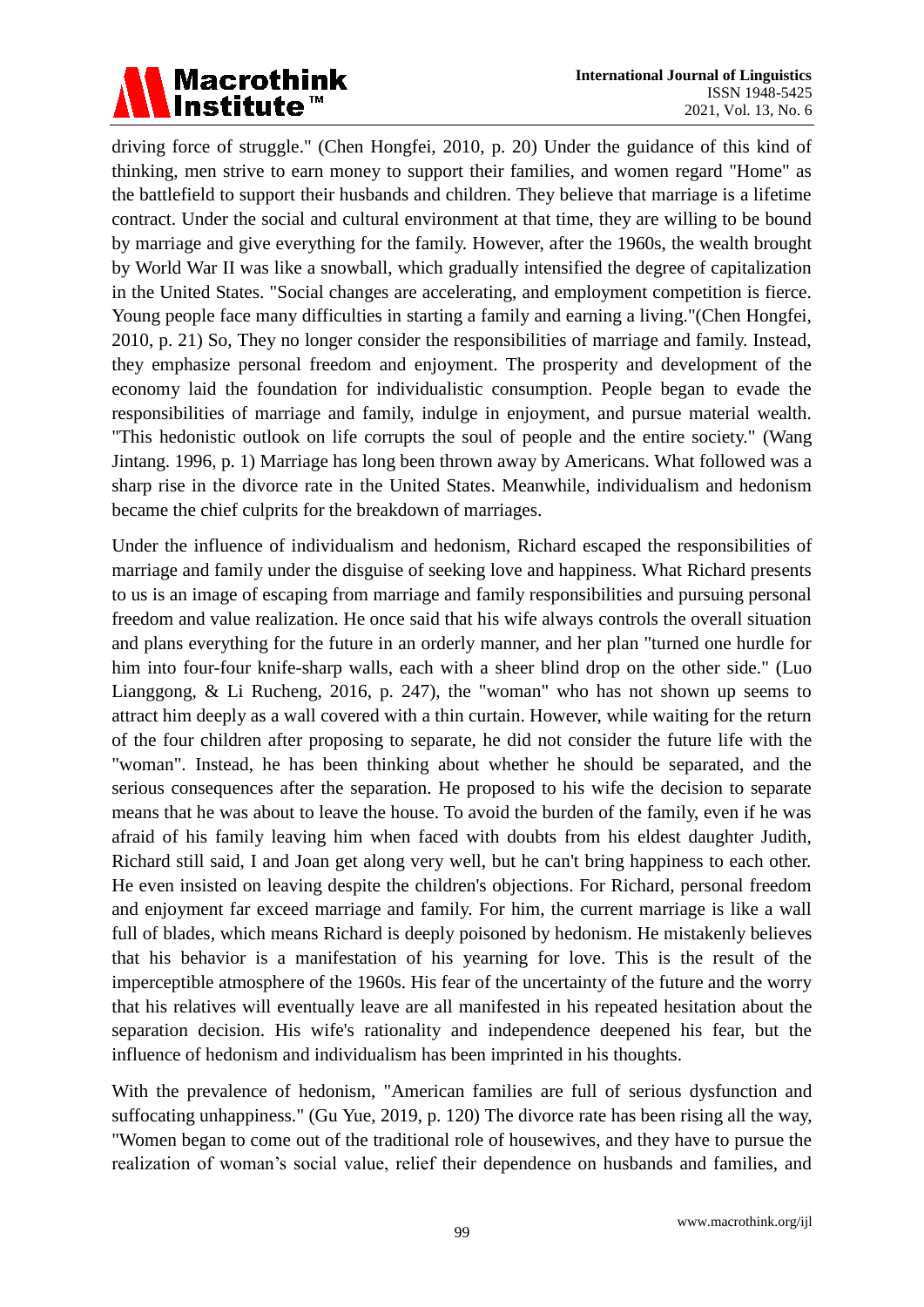driving force of struggle." (Chen Hongfei, 2010, p. 20) Under the guidance of this kind of thinking, men strive to earn money to support their families, and women regard "Home" as the battlefield to support their husbands and children. They believe that marriage is a lifetime contract. Under the social and cultural environment at that time, they are willing to be bound by marriage and give everything for the family. However, after the 1960s, the wealth brought by World War II was like a snowball, which gradually intensified the degree of capitalization in the United States. "Social changes are accelerating, and employment competition is fierce. Young people face many difficulties in starting a family and earning a living."(Chen Hongfei, 2010, p. 21) So, They no longer consider the responsibilities of marriage and family. Instead, they emphasize personal freedom and enjoyment. The prosperity and development of the economy laid the foundation for individualistic consumption. People began to evade the responsibilities of marriage and family, indulge in enjoyment, and pursue material wealth. "This hedonistic outlook on life corrupts the soul of people and the entire society." (Wang Jintang. 1996, p. 1) Marriage has long been thrown away by Americans. What followed was a sharp rise in the divorce rate in the United States. Meanwhile, individualism and hedonism became the chief culprits for the breakdown of marriages.

Under the influence of individualism and hedonism, Richard escaped the responsibilities of marriage and family under the disguise of seeking love and happiness. What Richard presents to us is an image of escaping from marriage and family responsibilities and pursuing personal freedom and value realization. He once said that his wife always controls the overall situation and plans everything for the future in an orderly manner, and her plan "turned one hurdle for him into four-four knife-sharp walls, each with a sheer blind drop on the other side." (Luo Lianggong, & Li Rucheng, 2016, p. 247), the "woman" who has not shown up seems to attract him deeply as a wall covered with a thin curtain. However, while waiting for the return of the four children after proposing to separate, he did not consider the future life with the "woman". Instead, he has been thinking about whether he should be separated, and the serious consequences after the separation. He proposed to his wife the decision to separate means that he was about to leave the house. To avoid the burden of the family, even if he was afraid of his family leaving him when faced with doubts from his eldest daughter Judith, Richard still said, I and Joan get along very well, but he can't bring happiness to each other. He even insisted on leaving despite the children's objections. For Richard, personal freedom and enjoyment far exceed marriage and family. For him, the current marriage is like a wall full of blades, which means Richard is deeply poisoned by hedonism. He mistakenly believes that his behavior is a manifestation of his yearning for love. This is the result of the imperceptible atmosphere of the 1960s. His fear of the uncertainty of the future and the worry that his relatives will eventually leave are all manifested in his repeated hesitation about the separation decision. His wife's rationality and independence deepened his fear, but the influence of hedonism and individualism has been imprinted in his thoughts.

With the prevalence of hedonism, "American families are full of serious dysfunction and suffocating unhappiness." (Gu Yue, 2019, p. 120) The divorce rate has been rising all the way, "Women began to come out of the traditional role of housewives, and they have to pursue the realization of woman's social value, relief their dependence on husbands and families, and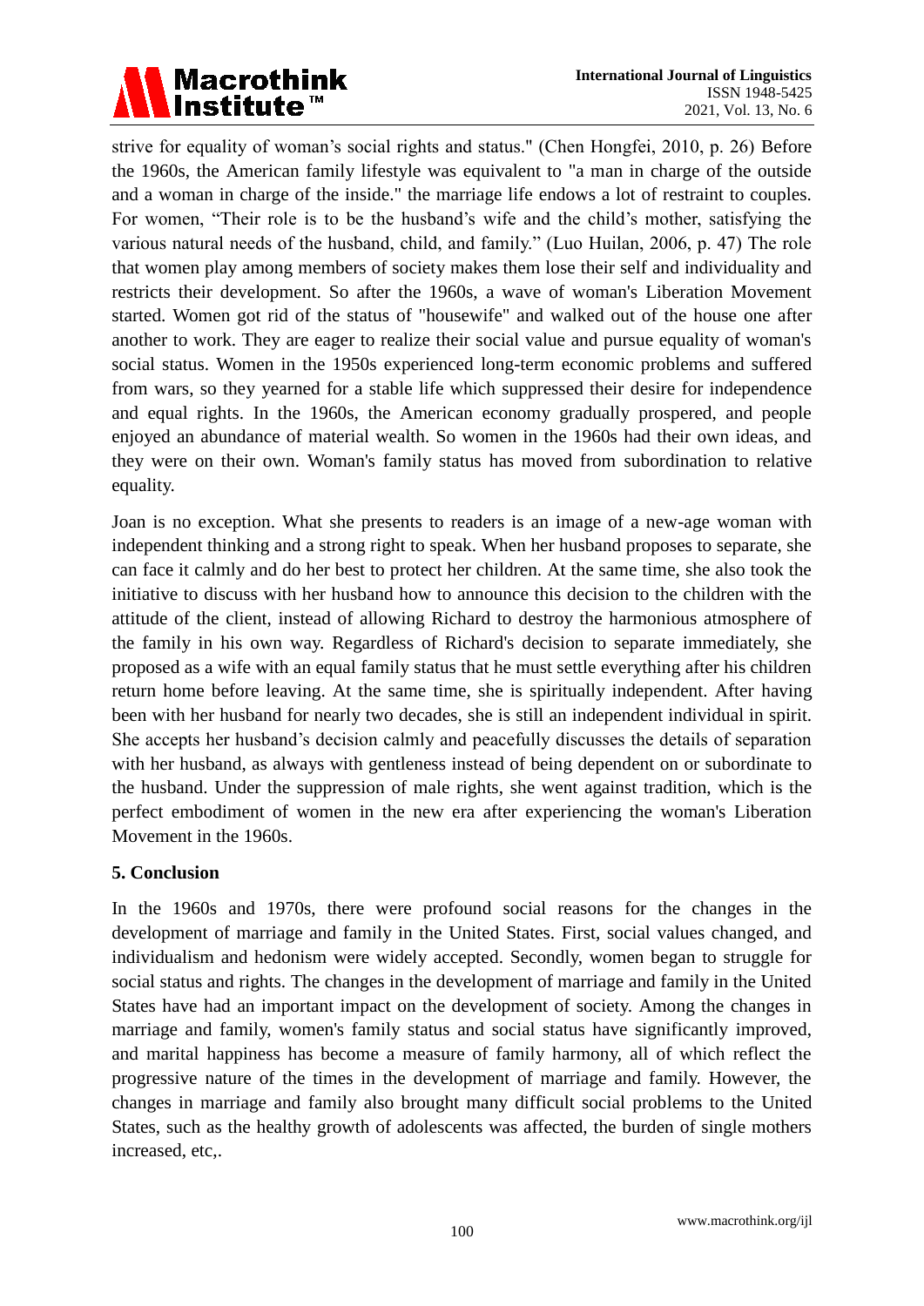strive for equality of woman's social rights and status." (Chen Hongfei, 2010, p. 26) Before the 1960s, the American family lifestyle was equivalent to "a man in charge of the outside and a woman in charge of the inside." the marriage life endows a lot of restraint to couples. For women, "Their role is to be the husband's wife and the child's mother, satisfying the various natural needs of the husband, child, and family." (Luo Huilan, 2006, p. 47) The role that women play among members of society makes them lose their self and individuality and restricts their development. So after the 1960s, a wave of woman's Liberation Movement started. Women got rid of the status of "housewife" and walked out of the house one after another to work. They are eager to realize their social value and pursue equality of woman's social status. Women in the 1950s experienced long-term economic problems and suffered from wars, so they yearned for a stable life which suppressed their desire for independence and equal rights. In the 1960s, the American economy gradually prospered, and people enjoyed an abundance of material wealth. So women in the 1960s had their own ideas, and they were on their own. Woman's family status has moved from subordination to relative equality.

Joan is no exception. What she presents to readers is an image of a new-age woman with independent thinking and a strong right to speak. When her husband proposes to separate, she can face it calmly and do her best to protect her children. At the same time, she also took the initiative to discuss with her husband how to announce this decision to the children with the attitude of the client, instead of allowing Richard to destroy the harmonious atmosphere of the family in his own way. Regardless of Richard's decision to separate immediately, she proposed as a wife with an equal family status that he must settle everything after his children return home before leaving. At the same time, she is spiritually independent. After having been with her husband for nearly two decades, she is still an independent individual in spirit. She accepts her husband's decision calmly and peacefully discusses the details of separation with her husband, as always with gentleness instead of being dependent on or subordinate to the husband. Under the suppression of male rights, she went against tradition, which is the perfect embodiment of women in the new era after experiencing the woman's Liberation Movement in the 1960s.

## 5. Conclusion

In the 1960s and 1970s, there were profound social reasons for the changes in the development of marriage and family in the United States. First, social values changed, and individualism and hedonism were widely accepted. Secondly, women began to struggle for social status and rights. The changes in the development of marriage and family in the United States have had an important impact on the development of society. Among the changes in marriage and family, women's family status and social status have significantly improved, and marital happiness has become a measure of family harmony, all of which reflect the progressive nature of the times in the development of marriage and family. However, the changes in marriage and family also brought many difficult social problems to the United States, such as the healthy growth of adolescents was affected, the burden of single mothers increased, etc,.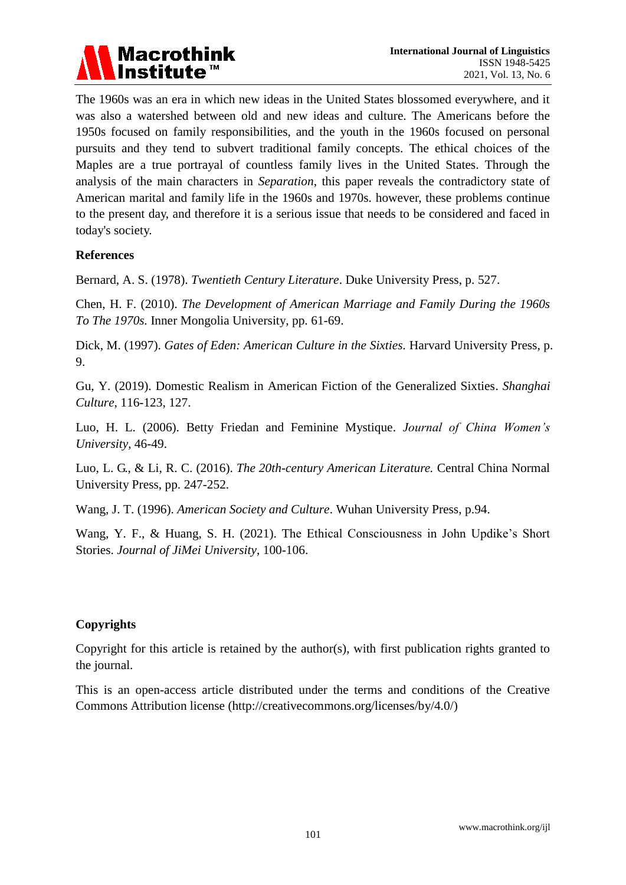The 1960s was an era in which new ideas in the United States blossomed everywhere, and it was also a watershed between old and new ideas and culture. The Americans before the 1950s focused on family responsibilities, and the youth in the 1960s focused on personal pursuits and they tend to subvert traditional family concepts. The ethical choices of the Maples are a true portrayal of countless family lives in the United States. Through the analysis of the main characters in *Separation*, this paper reveals the contradictory state of American marital and family life in the 1960s and 1970s. however, these problems continue to the present day, and therefore it is a serious issue that needs to be considered and faced in today's society.

## References

Bernard, A. S. (1978). *Twentieth Century Literature*. Duke University Press, p. 527.

Chen, H. F. (2010). *The Development of American Marriage and Family During the 1960s To The 1970s.* Inner Mongolia University, pp. 61-69.

Dick, M. (1997). *Gates of Eden: American Culture in the Sixties.* Harvard University Press, p. 9.

Gu, Y. (2019). Domestic Realism in American Fiction of the Generalized Sixties. *Shanghai Culture*, 116-123, 127.

Luo, H. L. (2006). Betty Friedan and Feminine Mystique. *Journal of China Women's University*, 46-49.

Luo, L. G., & Li, R. C. (2016). *The 20th-century American Literature.* Central China Normal University Press, pp. 247-252.

Wang, J. T. (1996). *American Society and Culture*. Wuhan University Press, p.94.

Wang, Y. F., & Huang, S. H. (2021). The Ethical Consciousness in John Updike's Short Stories. *Journal of JiMei University*, 100-106.

## Copyrights

Copyright for this article is retained by the author(s), with first publication rights granted to the journal.

This is an open-access article distributed under the terms and conditions of the Creative Commons Attribution license (http://creativecommons.org/licenses/by/4.0/)